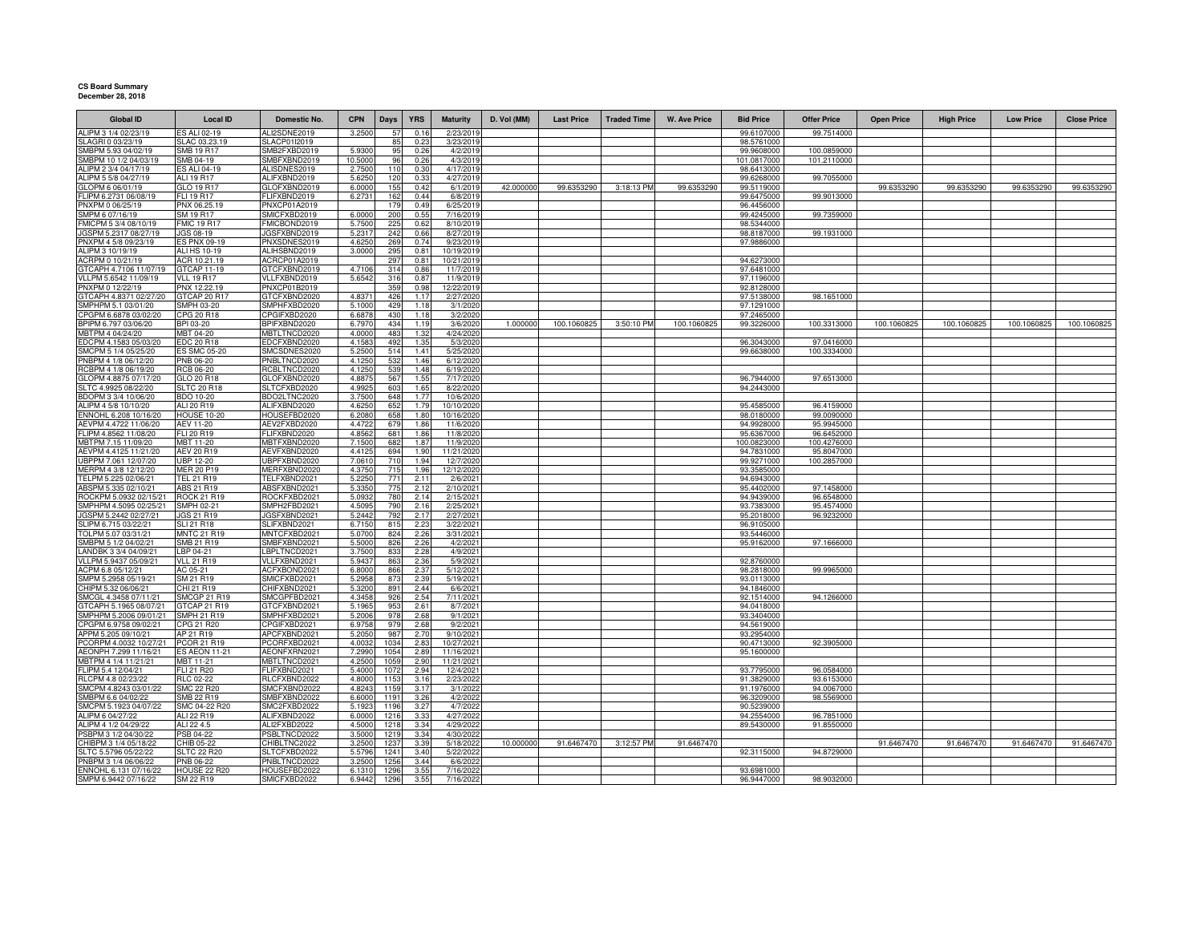**CS Board Summary**
**December 28, 2018**

| Global ID | Local ID | Domestic No. | CPN | Days | YRS | Maturity | D. Vol (MM) | Last Price | Traded Time | W. Ave Price | Bid Price | Offer Price | Open Price | High Price | Low Price | Close Price |
|---|---|---|---|---|---|---|---|---|---|---|---|---|---|---|---|---|
| ALIPM 3 1/4 02/23/19 | ES ALI 02-19 | ALI2SDNE2019 | 3.2500 | 57 | 0.16 | 2/23/2019 | | | | | 99.6107000 | 99.7514000 | | | | |
| SLAGRI 0 03/23/19 | SLAC 03.23.19 | SLACP01I2019 | | 85 | 0.23 | 3/23/2019 | | | | | 98.5761000 | | | | | |
| SMBPM 5.93 04/02/19 | SMB 19 R17 | SMB2FXBD2019 | 5.9300 | 95 | 0.26 | 4/2/2019 | | | | | 99.9608000 | 100.0859000 | | | | |
| SMBPM 10 1/2 04/03/19 | SMB 04-19 | SMBFXBND2019 | 10.5000 | 96 | 0.26 | 4/3/2019 | | | | | 101.0817000 | 101.2110000 | | | | |
| ALIPM 2 3/4 04/17/19 | ES ALI 04-19 | ALISDNES2019 | 2.7500 | 110 | 0.30 | 4/17/2019 | | | | | 98.6413000 | | | | | |
| ALIPM 5 5/8 04/27/19 | ALI 19 R17 | ALIFXBND2019 | 5.6250 | 120 | 0.33 | 4/27/2019 | | | | | 99.6268000 | 99.7055000 | | | | |
| GLOPM 6 06/01/19 | GLO 19 R17 | GLOFXBND2019 | 6.0000 | 155 | 0.42 | 6/1/2019 | 42.000000 | 99.6353290 | 3:18:13 PM | 99.6353290 | 99.5119000 | | 99.6353290 | 99.6353290 | 99.6353290 | 99.6353290 |
| FLIPM 6.2731 06/08/19 | FLI 19 R17 | FLIFXBND2019 | 6.2731 | 162 | 0.44 | 6/8/2019 | | | | | 99.6475000 | 99.9013000 | | | | |
| PNXPM 0 06/25/19 | PNX 06.25.19 | PNXCP01A2019 | | 179 | 0.49 | 6/25/2019 | | | | | 96.4456000 | | | | | |
| SMPM 6 07/16/19 | SM 19 R17 | SMICFXBD2019 | 6.0000 | 200 | 0.55 | 7/16/2019 | | | | | 99.4245000 | 99.7359000 | | | | |
| FMICPM 5 3/4 08/10/19 | FMIC 19 R17 | FMICBOND2019 | 5.7500 | 225 | 0.62 | 8/10/2019 | | | | | 98.5344000 | | | | | |
| JGSPM 5.2317 08/27/19 | JGS 08-19 | JGSFXBND2019 | 5.2317 | 242 | 0.66 | 8/27/2019 | | | | | 98.8187000 | 99.1931000 | | | | |
| PNXPM 4 5/8 09/23/19 | ES PNX 09-19 | PNXSDNES2019 | 4.6250 | 269 | 0.74 | 9/23/2019 | | | | | 97.9886000 | | | | | |
| ALIPM 3 10/19/19 | ALI HS 10-19 | ALIHSBND2019 | 3.0000 | 295 | 0.81 | 10/19/2019 | | | | | | | | | | |
| ACRPM 0 10/21/19 | ACR 10.21.19 | ACRCP01A2019 | | 297 | 0.81 | 10/21/2019 | | | | | 94.6273000 | | | | | |
| GTCAPH 4.7106 11/07/19 | GTCAP 11-19 | GTCFXBND2019 | 4.7106 | 314 | 0.86 | 11/7/2019 | | | | | 97.6481000 | | | | | |
| VLLPM 5.6542 11/09/19 | VLL 19 R17 | VLLFXBND2019 | 5.6542 | 316 | 0.87 | 11/9/2019 | | | | | 97.1196000 | | | | | |
| PNXPM 0 12/22/19 | PNX 12.22.19 | PNXCP01B2019 | | 359 | 0.98 | 12/22/2019 | | | | | 92.8128000 | | | | | |
| GTCAPH 4.8371 02/27/20 | GTCAP 20 R17 | GTCFXBND2020 | 4.8371 | 426 | 1.17 | 2/27/2020 | | | | | 97.5138000 | 98.1651000 | | | | |
| SMPHPM 5.1 03/01/20 | SMPH 03-20 | SMPHFXBD2020 | 5.1000 | 429 | 1.18 | 3/1/2020 | | | | | 97.1291000 | | | | | |
| CPGPM 6.6878 03/02/20 | CPG 20 R18 | CPGIFXBD2020 | 6.6878 | 430 | 1.18 | 3/2/2020 | | | | | 97.2465000 | | | | | |
| BPIPM 6.797 03/06/20 | BPI 03-20 | BPIFXBND2020 | 6.7970 | 434 | 1.19 | 3/6/2020 | 1.000000 | 100.1060825 | 3:50:10 PM | 100.1060825 | 99.3226000 | 100.3313000 | 100.1060825 | 100.1060825 | 100.1060825 | 100.1060825 |
| MBTPM 4 04/24/20 | MBT 04-20 | MBTLTNCD2020 | 4.0000 | 483 | 1.32 | 4/24/2020 | | | | | | | | | | |
| EDCPM 4.1583 05/03/20 | EDC 20 R18 | EDCFXBND2020 | 4.1583 | 492 | 1.35 | 5/3/2020 | | | | | 96.3043000 | 97.0416000 | | | | |
| SMCPM 5 1/4 05/25/20 | ES SMC 05-20 | SMCSDNES2020 | 5.2500 | 514 | 1.41 | 5/25/2020 | | | | | 99.6638000 | 100.3334000 | | | | |
| PNBPM 4 1/8 06/12/20 | PNB 06-20 | PNBLTNCD2020 | 4.1250 | 532 | 1.46 | 6/12/2020 | | | | | | | | | | |
| RCBPM 4 1/8 06/19/20 | RCB 06-20 | RCBLTNCD2020 | 4.1250 | 539 | 1.48 | 6/19/2020 | | | | | | | | | | |
| GLOPM 4.8875 07/17/20 | GLO 20 R18 | GLOFXBND2020 | 4.8875 | 567 | 1.55 | 7/17/2020 | | | | | 96.7944000 | 97.6513000 | | | | |
| SLTC 4.9925 08/22/20 | SLTC 20 R18 | SLTCFXBD2020 | 4.9925 | 603 | 1.65 | 8/22/2020 | | | | | 94.2443000 | | | | | |
| BDOPM 3 3/4 10/06/20 | BDO 10-20 | BDO2LTNC2020 | 3.7500 | 648 | 1.77 | 10/6/2020 | | | | | | | | | | |
| ALIPM 4 5/8 10/10/20 | ALI 20 R19 | ALIFXBND2020 | 4.6250 | 652 | 1.79 | 10/10/2020 | | | | | 95.4585000 | 96.4159000 | | | | |
| ENNOHL 6.208 10/16/20 | HOUSE 10-20 | HOUSEFBD2020 | 6.2080 | 658 | 1.80 | 10/16/2020 | | | | | 98.0180000 | 99.0090000 | | | | |
| AEVPM 4.4722 11/06/20 | AEV 11-20 | AEV2FXBD2020 | 4.4722 | 679 | 1.86 | 11/6/2020 | | | | | 94.9928000 | 95.9945000 | | | | |
| FLIPM 4.8562 11/08/20 | FLI 20 R19 | FLIFXBND2020 | 4.8562 | 681 | 1.86 | 11/8/2020 | | | | | 95.6367000 | 96.6452000 | | | | |
| MBTPM 7.15 11/09/20 | MBT 11-20 | MBTFXBND2020 | 7.1500 | 682 | 1.87 | 11/9/2020 | | | | | 100.0823000 | 100.4276000 | | | | |
| AEVPM 4.4125 11/21/20 | AEV 20 R19 | AEVFXBND2020 | 4.4125 | 694 | 1.90 | 11/21/2020 | | | | | 94.7831000 | 95.8047000 | | | | |
| UBPPM 7.061 12/07/20 | UBP 12-20 | UBPFXBND2020 | 7.0610 | 710 | 1.94 | 12/7/2020 | | | | | 99.9271000 | 100.2857000 | | | | |
| MERPM 4 3/8 12/12/20 | MER 20 P19 | MERFXBND2020 | 4.3750 | 715 | 1.96 | 12/12/2020 | | | | | 93.3585000 | | | | | |
| TELPM 5.225 02/06/21 | TEL 21 R19 | TELFXBND2021 | 5.2250 | 771 | 2.11 | 2/6/2021 | | | | | 94.6943000 | | | | | |
| ABSPM 5.335 02/10/21 | ABS 21 R19 | ABSFXBND2021 | 5.3350 | 775 | 2.12 | 2/10/2021 | | | | | 95.4402000 | 97.1458000 | | | | |
| ROCKPM 5.0932 02/15/21 | ROCK 21 R19 | ROCKFXBD2021 | 5.0932 | 780 | 2.14 | 2/15/2021 | | | | | 94.9439000 | 96.6548000 | | | | |
| SMPHPM 4.5095 02/25/21 | SMPH 02-21 | SMPH2FBD2021 | 4.5095 | 790 | 2.16 | 2/25/2021 | | | | | 93.7383000 | 95.4574000 | | | | |
| JGSPM 5.2442 02/27/21 | JGS 21 R19 | JGSFXBND2021 | 5.2442 | 792 | 2.17 | 2/27/2021 | | | | | 95.2018000 | 96.9232000 | | | | |
| SLIPM 6.715 03/22/21 | SLI 21 R18 | SLIFXBND2021 | 6.7150 | 815 | 2.23 | 3/22/2021 | | | | | 96.9105000 | | | | | |
| TOLPM 5.07 03/31/21 | MNTC 21 R19 | MNTCFXBD2021 | 5.0700 | 824 | 2.26 | 3/31/2021 | | | | | 93.5446000 | | | | | |
| SMBPM 5 1/2 04/02/21 | SMB 21 R19 | SMBFXBND2021 | 5.5000 | 826 | 2.26 | 4/2/2021 | | | | | 95.9162000 | 97.1666000 | | | | |
| LANDBK 3 3/4 04/09/21 | LBP 04-21 | LBPLTNCD2021 | 3.7500 | 833 | 2.28 | 4/9/2021 | | | | | | | | | | |
| VLLPM 5.9437 05/09/21 | VLL 21 R19 | VLLFXBND2021 | 5.9437 | 863 | 2.36 | 5/9/2021 | | | | | 92.8760000 | | | | | |
| ACPM 6.8 05/12/21 | AC 05-21 | ACFXBOND2021 | 6.8000 | 866 | 2.37 | 5/12/2021 | | | | | 98.2818000 | 99.9965000 | | | | |
| SMPM 5.2958 05/19/21 | SM 21 R19 | SMICFXBD2021 | 5.2958 | 873 | 2.39 | 5/19/2021 | | | | | 93.0113000 | | | | | |
| CHIPM 5.32 06/06/21 | CHI 21 R19 | CHIFXBND2021 | 5.3200 | 891 | 2.44 | 6/6/2021 | | | | | 94.1846000 | | | | | |
| SMCGL 4.3458 07/11/21 | SMCGP 21 R19 | SMCGPFBD2021 | 4.3458 | 926 | 2.54 | 7/11/2021 | | | | | 92.1514000 | 94.1266000 | | | | |
| GTCAPH 5.1965 08/07/21 | GTCAP 21 R19 | GTCFXBND2021 | 5.1965 | 953 | 2.61 | 8/7/2021 | | | | | 94.0418000 | | | | | |
| SMPHPM 5.2006 09/01/21 | SMPH 21 R19 | SMPHFXBD2021 | 5.2006 | 978 | 2.68 | 9/1/2021 | | | | | 93.3404000 | | | | | |
| CPGPM 6.9758 09/02/21 | CPG 21 R20 | CPGIFXBD2021 | 6.9758 | 979 | 2.68 | 9/2/2021 | | | | | 94.5619000 | | | | | |
| APPM 5.205 09/10/21 | AP 21 R19 | APCFXBND2021 | 5.2050 | 987 | 2.70 | 9/10/2021 | | | | | 93.2954000 | | | | | |
| PCORPM 4.0032 10/27/21 | PCOR 21 R19 | PCORFXBD2021 | 4.0032 | 1034 | 2.83 | 10/27/2021 | | | | | 90.4713000 | 92.3905000 | | | | |
| AEONPH 7.299 11/16/21 | ES AEON 11-21 | AEONFXRN2021 | 7.2990 | 1054 | 2.89 | 11/16/2021 | | | | | 95.1600000 | | | | | |
| MBTPM 4 1/4 11/21/21 | MBT 11-21 | MBTLTNCD2021 | 4.2500 | 1059 | 2.90 | 11/21/2021 | | | | | | | | | | |
| FLIPM 5.4 12/04/21 | FLI 21 R20 | FLIFXBND2021 | 5.4000 | 1072 | 2.94 | 12/4/2021 | | | | | 93.7795000 | 96.0584000 | | | | |
| RLCPM 4.8 02/23/22 | RLC 02-22 | RLCFXBND2022 | 4.8000 | 1153 | 3.16 | 2/23/2022 | | | | | 91.3829000 | 93.6153000 | | | | |
| SMCPM 4.8243 03/01/22 | SMC 22 R20 | SMCFXBND2022 | 4.8243 | 1159 | 3.17 | 3/1/2022 | | | | | 91.1976000 | 94.0067000 | | | | |
| SMBPM 6.6 04/02/22 | SMB 22 R19 | SMBFXBND2022 | 6.6000 | 1191 | 3.26 | 4/2/2022 | | | | | 96.3209000 | 98.5569000 | | | | |
| SMCPM 5.1923 04/07/22 | SMC 04-22 R20 | SMC2FXBD2022 | 5.1923 | 1196 | 3.27 | 4/7/2022 | | | | | 90.5239000 | | | | | |
| ALIPM 6 04/27/22 | ALI 22 R19 | ALIFXBND2022 | 6.0000 | 1216 | 3.33 | 4/27/2022 | | | | | 94.2554000 | 96.7851000 | | | | |
| ALIPM 4 1/2 04/29/22 | ALI 22 4.5 | ALI2FXBD2022 | 4.5000 | 1218 | 3.34 | 4/29/2022 | | | | | 89.5430000 | 91.8550000 | | | | |
| PSBPM 3 1/2 04/30/22 | PSB 04-22 | PSBLTNCD2022 | 3.5000 | 1219 | 3.34 | 4/30/2022 | | | | | | | | | | |
| CHIBPM 3 1/4 05/18/22 | CHIB 05-22 | CHIBLTNC2022 | 3.2500 | 1237 | 3.39 | 5/18/2022 | 10.000000 | 91.6467470 | 3:12:57 PM | 91.6467470 | | | 91.6467470 | 91.6467470 | 91.6467470 | 91.6467470 |
| SLTC 5.5796 05/22/22 | SLTC 22 R20 | SLTCFXBD2022 | 5.5796 | 1241 | 3.40 | 5/22/2022 | | | | | 92.3115000 | 94.8729000 | | | | |
| PNBPM 3 1/4 06/06/22 | PNB 06-22 | PNBLTNCD2022 | 3.2500 | 1256 | 3.44 | 6/6/2022 | | | | | | | | | | |
| ENNOHL 6.131 07/16/22 | HOUSE 22 R20 | HOUSEFBD2022 | 6.1310 | 1296 | 3.55 | 7/16/2022 | | | | | 93.6981000 | | | | | |
| SMPM 6.9442 07/16/22 | SM 22 R19 | SMICFXBD2022 | 6.9442 | 1296 | 3.55 | 7/16/2022 | | | | | 96.9447000 | 98.9032000 | | | | |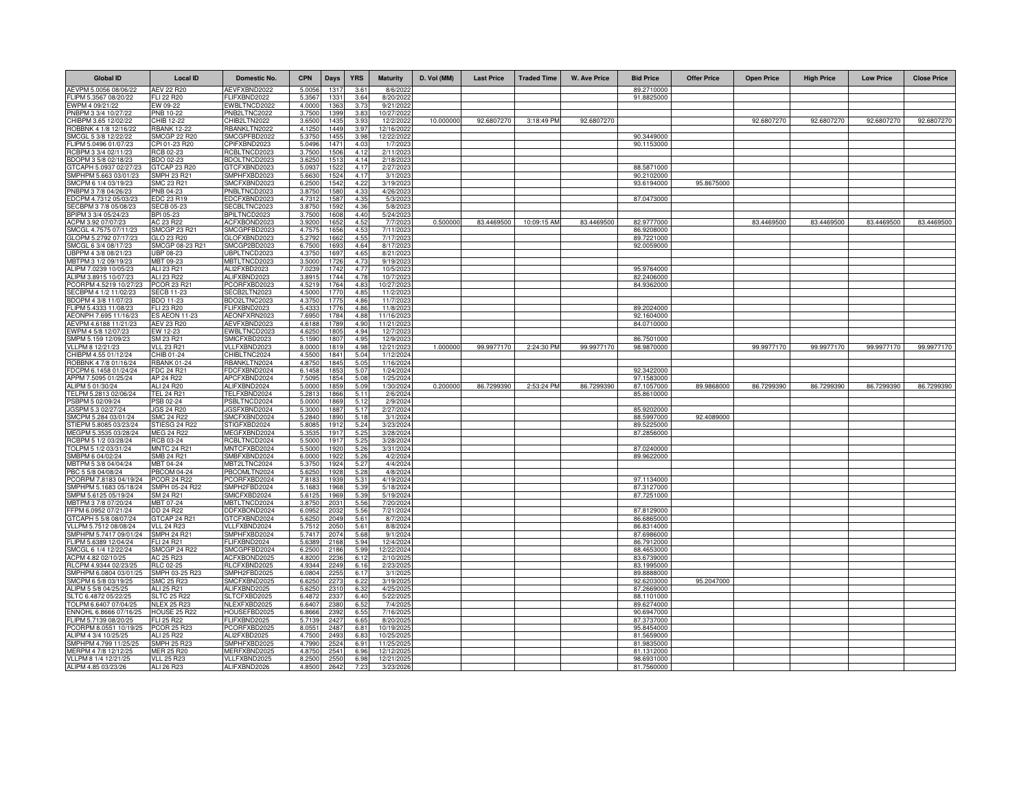| Global ID | Local ID | Domestic No. | CPN | Days | YRS | Maturity | D. Vol (MM) | Last Price | Traded Time | W. Ave Price | Bid Price | Offer Price | Open Price | High Price | Low Price | Close Price |
|---|---|---|---|---|---|---|---|---|---|---|---|---|---|---|---|---|
| AEVPM 5.0056 08/06/22 | AEV 22 R20 | AEVFXBND2022 | 5.0056 | 1317 | 3.61 | 8/6/2022 | | | | | 89.2710000 | | | | | |
| FLIPM 5.3567 08/20/22 | FLI 22 R20 | FLIFXBND2022 | 5.3567 | 1331 | 3.64 | 8/20/2022 | | | | | 91.8825000 | | | | | |
| EWPM 4 09/21/22 | EW 09-22 | EWBLTNCD2022 | 4.0000 | 1363 | 3.73 | 9/21/2022 | | | | | | | | | | |
| PNBPM 3 3/4 10/27/22 | PNB 10-22 | PNB2LTNC2022 | 3.7500 | 1399 | 3.83 | 10/27/2022 | | | | | | | | | | |
| CHIBPM 3.65 12/02/22 | CHIB 12-22 | CHIB2LTN2022 | 3.6500 | 1435 | 3.93 | 12/2/2022 | 10.000000 | 92.6807270 | 3:18:49 PM | 92.6807270 | | | 92.6807270 | 92.6807270 | 92.6807270 | 92.6807270 |
| ROBBNK 4 1/8 12/16/22 | RBANK 12-22 | RBANKLTN2022 | 4.1250 | 1449 | 3.97 | 12/16/2022 | | | | | | | | | | |
| SMCGL 5 3/8 12/22/22 | SMCGP 22 R20 | SMCGPFBD2022 | 5.3750 | 1455 | 3.98 | 12/22/2022 | | | | | 90.3449000 | | | | | |
| FLIPM 5.0496 01/07/23 | CPI 01-23 R20 | CPIFXBND2023 | 5.0496 | 1471 | 4.03 | 1/7/2023 | | | | | 90.1153000 | | | | | |
| RCBPM 3 3/4 02/11/23 | RCB 02-23 | RCBLTNCD2023 | 3.7500 | 1506 | 4.12 | 2/11/2023 | | | | | | | | | | |
| BDOPM 3 5/8 02/18/23 | BDO 02-23 | BDOLTNCD2023 | 3.6250 | 1513 | 4.14 | 2/18/2023 | | | | | | | | | | |
| GTCAPH 5.0937 02/27/23 | GTCAP 23 R20 | GTCFXBND2023 | 5.0937 | 1522 | 4.17 | 2/27/2023 | | | | | 88.5871000 | | | | | |
| SMPHPM 5.663 03/01/23 | SMPH 23 R21 | SMPHFXBD2023 | 5.6630 | 1524 | 4.17 | 3/1/2023 | | | | | 90.2102000 | | | | | |
| SMCPM 6 1/4 03/19/23 | SMC 23 R21 | SMCFXBND2023 | 6.2500 | 1542 | 4.22 | 3/19/2023 | | | | | 93.6194000 | 95.8675000 | | | | |
| PNBPM 3 7/8 04/26/23 | PNB 04-23 | PNBLTNCD2023 | 3.8750 | 1580 | 4.33 | 4/26/2023 | | | | | | | | | | |
| EDCPM 4.7312 05/03/23 | EDC 23 R19 | EDCFXBND2023 | 4.7312 | 1587 | 4.35 | 5/3/2023 | | | | | 87.0473000 | | | | | |
| SECBPM 3 7/8 05/08/23 | SECB 05-23 | SECBLTNC2023 | 3.8750 | 1592 | 4.36 | 5/8/2023 | | | | | | | | | | |
| BPIPM 3 3/4 05/24/23 | BPI 05-23 | BPILTNCD2023 | 3.7500 | 1608 | 4.40 | 5/24/2023 | | | | | | | | | | |
| ACPM 3.92 07/07/23 | AC 23 R22 | ACFXBOND2023 | 3.9200 | 1652 | 4.52 | 7/7/2023 | 0.500000 | 83.4469500 | 10:09:15 AM | 83.4469500 | 82.9777000 | | 83.4469500 | 83.4469500 | 83.4469500 | 83.4469500 |
| SMCGL 4.7575 07/11/23 | SMCGP 23 R21 | SMCGPFBD2023 | 4.7575 | 1656 | 4.53 | 7/11/2023 | | | | | 86.9208000 | | | | | |
| GLOPM 5.2792 07/17/23 | GLO 23 R20 | GLOFXBND2023 | 5.2792 | 1662 | 4.55 | 7/17/2023 | | | | | 89.7221000 | | | | | |
| SMCGL 6 3/4 08/17/23 | SMCGP 08-23 R21 | SMCGP2BD2023 | 6.7500 | 1693 | 4.64 | 8/17/2023 | | | | | 92.0059000 | | | | | |
| UBPPM 4 3/8 08/21/23 | UBP 08-23 | UBPLTNCD2023 | 4.3750 | 1697 | 4.65 | 8/21/2023 | | | | | | | | | | |
| MBTPM 3 1/2 09/19/23 | MBT 09-23 | MBTLTNCD2023 | 3.5000 | 1726 | 4.73 | 9/19/2023 | | | | | | | | | | |
| ALIPM 7.0239 10/05/23 | ALI 23 R21 | ALI2FXBD2023 | 7.0239 | 1742 | 4.77 | 10/5/2023 | | | | | 95.9764000 | | | | | |
| ALIPM 3.8915 10/07/23 | ALI 23 R22 | ALIFXBND2023 | 3.8915 | 1744 | 4.78 | 10/7/2023 | | | | | 82.2406000 | | | | | |
| PCORPM 4.5219 10/27/23 | PCOR 23 R21 | PCORFXBD2023 | 4.5219 | 1764 | 4.83 | 10/27/2023 | | | | | 84.9362000 | | | | | |
| SECBPM 4 1/2 11/02/23 | SECB 11-23 | SECB2LTN2023 | 4.5000 | 1770 | 4.85 | 11/2/2023 | | | | | | | | | | |
| BDOPM 4 3/8 11/07/23 | BDO 11-23 | BDO2LTNC2023 | 4.3750 | 1775 | 4.86 | 11/7/2023 | | | | | | | | | | |
| FLIPM 5.4333 11/08/23 | FLI 23 R20 | FLIFXBND2023 | 5.4333 | 1776 | 4.86 | 11/8/2023 | | | | | 89.2024000 | | | | | |
| AEONPH 7.695 11/16/23 | ES AEON 11-23 | AEONFXRN2023 | 7.6950 | 1784 | 4.88 | 11/16/2023 | | | | | 92.1604000 | | | | | |
| AEVPM 4.6188 11/21/23 | AEV 23 R20 | AEVFXBND2023 | 4.6188 | 1789 | 4.90 | 11/21/2023 | | | | | 84.0710000 | | | | | |
| EWPM 4 5/8 12/07/23 | EW 12-23 | EWBLTNCD2023 | 4.6250 | 1805 | 4.94 | 12/7/2023 | | | | | | | | | | |
| SMPM 5.159 12/09/23 | SM 23 R21 | SMICFXBD2023 | 5.1590 | 1807 | 4.95 | 12/9/2023 | | | | | 86.7501000 | | | | | |
| VLLPM 8 12/21/23 | VLL 23 R21 | VLLFXBND2023 | 8.0000 | 1819 | 4.98 | 12/21/2023 | 1.000000 | 99.9977170 | 2:24:30 PM | 99.9977170 | 98.9870000 | | 99.9977170 | 99.9977170 | 99.9977170 | 99.9977170 |
| CHIBPM 4.55 01/12/24 | CHIB 01-24 | CHIBLTNC2024 | 4.5500 | 1841 | 5.04 | 1/12/2024 | | | | | | | | | | |
| ROBBNK 4 7/8 01/16/24 | RBANK 01-24 | RBANKLTN2024 | 4.8750 | 1845 | 5.05 | 1/16/2024 | | | | | | | | | | |
| FDCPM 6.1458 01/24/24 | FDC 24 R21 | FDCFXBND2024 | 6.1458 | 1853 | 5.07 | 1/24/2024 | | | | | 92.3422000 | | | | | |
| APPM 7.5095 01/25/24 | AP 24 R22 | APCFXBND2024 | 7.5095 | 1854 | 5.08 | 1/25/2024 | | | | | 97.1583000 | | | | | |
| ALIPM 5 01/30/24 | ALI 24 R20 | ALIFXBND2024 | 5.0000 | 1859 | 5.09 | 1/30/2024 | 0.200000 | 86.7299390 | 2:53:24 PM | 86.7299390 | 87.1057000 | 89.9868000 | 86.7299390 | 86.7299390 | 86.7299390 | 86.7299390 |
| TELPM 5.2813 02/06/24 | TEL 24 R21 | TELFXBND2024 | 5.2813 | 1866 | 5.11 | 2/6/2024 | | | | | 85.8610000 | | | | | |
| PSBPM 5 02/09/24 | PSB 02-24 | PSBLTNCD2024 | 5.0000 | 1869 | 5.12 | 2/9/2024 | | | | | | | | | | |
| JGSPM 5.3 02/27/24 | JGS 24 R20 | JGSFXBND2024 | 5.3000 | 1887 | 5.17 | 2/27/2024 | | | | | 85.9202000 | | | | | |
| SMCPM 5.284 03/01/24 | SMC 24 R22 | SMCFXBND2024 | 5.2840 | 1890 | 5.18 | 3/1/2024 | | | | | 88.5997000 | 92.4089000 | | | | |
| STIEPM 5.8085 03/23/24 | STIESG 24 R22 | STIGFXBD2024 | 5.8085 | 1912 | 5.24 | 3/23/2024 | | | | | 89.5225000 | | | | | |
| MEGPM 5.3535 03/28/24 | MEG 24 R22 | MEGFXBND2024 | 5.3535 | 1917 | 5.25 | 3/28/2024 | | | | | 87.2856000 | | | | | |
| RCBPM 5 1/2 03/28/24 | RCB 03-24 | RCBLTNCD2024 | 5.5000 | 1917 | 5.25 | 3/28/2024 | | | | | | | | | | |
| TOLPM 5 1/2 03/31/24 | MNTC 24 R21 | MNTCFXBD2024 | 5.5000 | 1920 | 5.26 | 3/31/2024 | | | | | 87.0240000 | | | | | |
| SMBPM 6 04/02/24 | SMB 24 R21 | SMBFXBND2024 | 6.0000 | 1922 | 5.26 | 4/2/2024 | | | | | 89.9622000 | | | | | |
| MBTPM 5 3/8 04/04/24 | MBT 04-24 | MBT2LTNC2024 | 5.3750 | 1924 | 5.27 | 4/4/2024 | | | | | | | | | | |
| PBC 5 5/8 04/08/24 | PBCOM 04-24 | PBCOMLTN2024 | 5.6250 | 1928 | 5.28 | 4/8/2024 | | | | | | | | | | |
| PCORPM 7.8183 04/19/24 | PCOR 24 R22 | PCORFXBD2024 | 7.8183 | 1939 | 5.31 | 4/19/2024 | | | | | 97.1134000 | | | | | |
| SMPHPM 5.1683 05/18/24 | SMPH 05-24 R22 | SMPH2FBD2024 | 5.1683 | 1968 | 5.39 | 5/18/2024 | | | | | 87.3127000 | | | | | |
| SMPM 5.6125 05/19/24 | SM 24 R21 | SMICFXBD2024 | 5.6125 | 1969 | 5.39 | 5/19/2024 | | | | | 87.7251000 | | | | | |
| MBTPM 3 7/8 07/20/24 | MBT 07-24 | MBTLTNCD2024 | 3.8750 | 2031 | 5.56 | 7/20/2024 | | | | | | | | | | |
| FFPM 6.0952 07/21/24 | DD 24 R22 | DDFXBOND2024 | 6.0952 | 2032 | 5.56 | 7/21/2024 | | | | | 87.8129000 | | | | | |
| GTCAPH 5 5/8 08/07/24 | GTCAP 24 R21 | GTCFXBND2024 | 5.6250 | 2049 | 5.61 | 8/7/2024 | | | | | 86.6865000 | | | | | |
| VLLPM 5.7512 08/08/24 | VLL 24 R23 | VLLFXBND2024 | 5.7512 | 2050 | 5.61 | 8/8/2024 | | | | | 86.8314000 | | | | | |
| SMPHPM 5.7417 09/01/24 | SMPH 24 R21 | SMPHFXBD2024 | 5.7417 | 2074 | 5.68 | 9/1/2024 | | | | | 87.6986000 | | | | | |
| FLIPM 5.6389 12/04/24 | FLI 24 R21 | FLIFXBND2024 | 5.6389 | 2168 | 5.94 | 12/4/2024 | | | | | 86.7912000 | | | | | |
| SMCGL 6 1/4 12/22/24 | SMCGP 24 R22 | SMCGPFBD2024 | 6.2500 | 2186 | 5.99 | 12/22/2024 | | | | | 88.4653000 | | | | | |
| ACPM 4.82 02/10/25 | AC 25 R23 | ACFXBOND2025 | 4.8200 | 2236 | 6.12 | 2/10/2025 | | | | | 83.6739000 | | | | | |
| RLCPM 4.9344 02/23/25 | RLC 02-25 | RLCFXBND2025 | 4.9344 | 2249 | 6.16 | 2/23/2025 | | | | | 83.1995000 | | | | | |
| SMPHPM 6.0804 03/01/25 | SMPH 03-25 R23 | SMPH2FBD2025 | 6.0804 | 2255 | 6.17 | 3/1/2025 | | | | | 89.8888000 | | | | | |
| SMCPM 6 5/8 03/19/25 | SMC 25 R23 | SMCFXBND2025 | 6.6250 | 2273 | 6.22 | 3/19/2025 | | | | | 92.6203000 | 95.2047000 | | | | |
| ALIPM 5 5/8 04/25/25 | ALI 25 R21 | ALIFXBND2025 | 5.6250 | 2310 | 6.32 | 4/25/2025 | | | | | 87.2669000 | | | | | |
| SLTC 6.4872 05/22/25 | SLTC 25 R22 | SLTCFXBD2025 | 6.4872 | 2337 | 6.40 | 5/22/2025 | | | | | 88.1101000 | | | | | |
| TOLPM 6.6407 07/04/25 | NLEX 25 R23 | NLEXFXBD2025 | 6.6407 | 2380 | 6.52 | 7/4/2025 | | | | | 89.6274000 | | | | | |
| ENNOHL 6.8666 07/16/25 | HOUSE 25 R22 | HOUSEFBD2025 | 6.8666 | 2392 | 6.55 | 7/16/2025 | | | | | 90.6947000 | | | | | |
| FLIPM 5.7139 08/20/25 | FLI 25 R22 | FLIFXBND2025 | 5.7139 | 2427 | 6.65 | 8/20/2025 | | | | | 87.3737000 | | | | | |
| PCORPM 8.0551 10/19/25 | PCOR 25 R23 | PCORFXBD2025 | 8.0551 | 2487 | 6.81 | 10/19/2025 | | | | | 95.8454000 | | | | | |
| ALIPM 4 3/4 10/25/25 | ALI 25 R22 | ALI2FXBD2025 | 4.7500 | 2493 | 6.83 | 10/25/2025 | | | | | 81.5659000 | | | | | |
| SMPHPM 4.799 11/25/25 | SMPH 25 R23 | SMPHFXBD2025 | 4.7990 | 2524 | 6.91 | 11/25/2025 | | | | | 81.9835000 | | | | | |
| MERPM 4 7/8 12/12/25 | MER 25 R20 | MERFXBND2025 | 4.8750 | 2541 | 6.96 | 12/12/2025 | | | | | 81.1312000 | | | | | |
| VLLPM 8 1/4 12/21/25 | VLL 25 R23 | VLLFXBND2025 | 8.2500 | 2550 | 6.98 | 12/21/2025 | | | | | 98.6931000 | | | | | |
| ALIPM 4.85 03/23/26 | ALI 26 R23 | ALIFXBND2026 | 4.8500 | 2642 | 7.23 | 3/23/2026 | | | | | 81.7560000 | | | | | |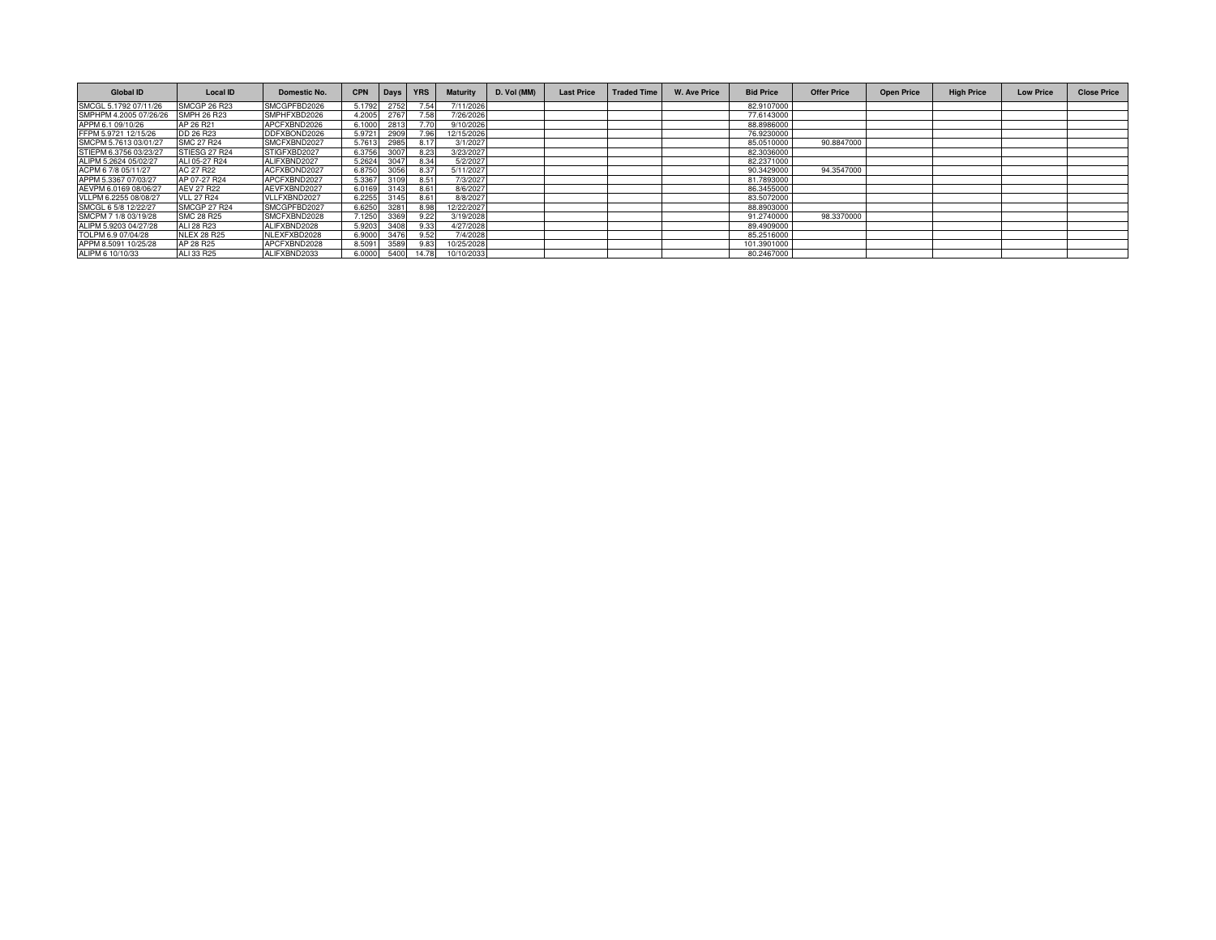| Global ID | Local ID | Domestic No. | CPN | Days | YRS | Maturity | D. Vol (MM) | Last Price | Traded Time | W. Ave Price | Bid Price | Offer Price | Open Price | High Price | Low Price | Close Price |
|---|---|---|---|---|---|---|---|---|---|---|---|---|---|---|---|---|
| SMCGL 5.1792 07/11/26 | SMCGP 26 R23 | SMCGPFBD2026 | 5.1792 | 2752 | 7.54 | 7/11/2026 | | | | | 82.9107000 | | | | | |
| SMPHPM 4.2005 07/26/26 | SMPH 26 R23 | SMPHFXBD2026 | 4.2005 | 2767 | 7.58 | 7/26/2026 | | | | | 77.6143000 | | | | | |
| APPM 6.1 09/10/26 | AP 26 R21 | APCFXBND2026 | 6.1000 | 2813 | 7.70 | 9/10/2026 | | | | | 88.8986000 | | | | | |
| FFPM 5.9721 12/15/26 | DD 26 R23 | DDFXBOND2026 | 5.9721 | 2909 | 7.96 | 12/15/2026 | | | | | 76.9230000 | | | | | |
| SMCPM 5.7613 03/01/27 | SMC 27 R24 | SMCFXBND2027 | 5.7613 | 2985 | 8.17 | 3/1/2027 | | | | | 85.0510000 | 90.8847000 | | | | |
| STIEPM 6.3756 03/23/27 | STIESG 27 R24 | STIGFXBD2027 | 6.3756 | 3007 | 8.23 | 3/23/2027 | | | | | 82.3036000 | | | | | |
| ALIPM 5.2624 05/02/27 | ALI 05-27 R24 | ALIFXBND2027 | 5.2624 | 3047 | 8.34 | 5/2/2027 | | | | | 82.2371000 | | | | | |
| ACPM 6 7/8 05/11/27 | AC 27 R22 | ACFXBOND2027 | 6.8750 | 3056 | 8.37 | 5/11/2027 | | | | | 90.3429000 | 94.3547000 | | | | |
| APPM 5.3367 07/03/27 | AP 07-27 R24 | APCFXBND2027 | 5.3367 | 3109 | 8.51 | 7/3/2027 | | | | | 81.7893000 | | | | | |
| AEVPM 6.0169 08/06/27 | AEV 27 R22 | AEVFXBND2027 | 6.0169 | 3143 | 8.61 | 8/6/2027 | | | | | 86.3455000 | | | | | |
| VLLPM 6.2255 08/08/27 | VLL 27 R24 | VLLFXBND2027 | 6.2255 | 3145 | 8.61 | 8/8/2027 | | | | | 83.5072000 | | | | | |
| SMCGL 6 5/8 12/22/27 | SMCGP 27 R24 | SMCGPFBD2027 | 6.6250 | 3281 | 8.98 | 12/22/2027 | | | | | 88.8903000 | | | | | |
| SMCPM 7 1/8 03/19/28 | SMC 28 R25 | SMCFXBND2028 | 7.1250 | 3369 | 9.22 | 3/19/2028 | | | | | 91.2740000 | 98.3370000 | | | | |
| ALIPM 5.9203 04/27/28 | ALI 28 R23 | ALIFXBND2028 | 5.9203 | 3408 | 9.33 | 4/27/2028 | | | | | 89.4909000 | | | | | |
| TOLPM 6.9 07/04/28 | NLEX 28 R25 | NLEXFXBD2028 | 6.9000 | 3476 | 9.52 | 7/4/2028 | | | | | 85.2516000 | | | | | |
| APPM 8.5091 10/25/28 | AP 28 R25 | APCFXBND2028 | 8.5091 | 3589 | 9.83 | 10/25/2028 | | | | | 101.3901000 | | | | | |
| ALIPM 6 10/10/33 | ALI 33 R25 | ALIFXBND2033 | 6.0000 | 5400 | 14.78 | 10/10/2033 | | | | | 80.2467000 | | | | | |